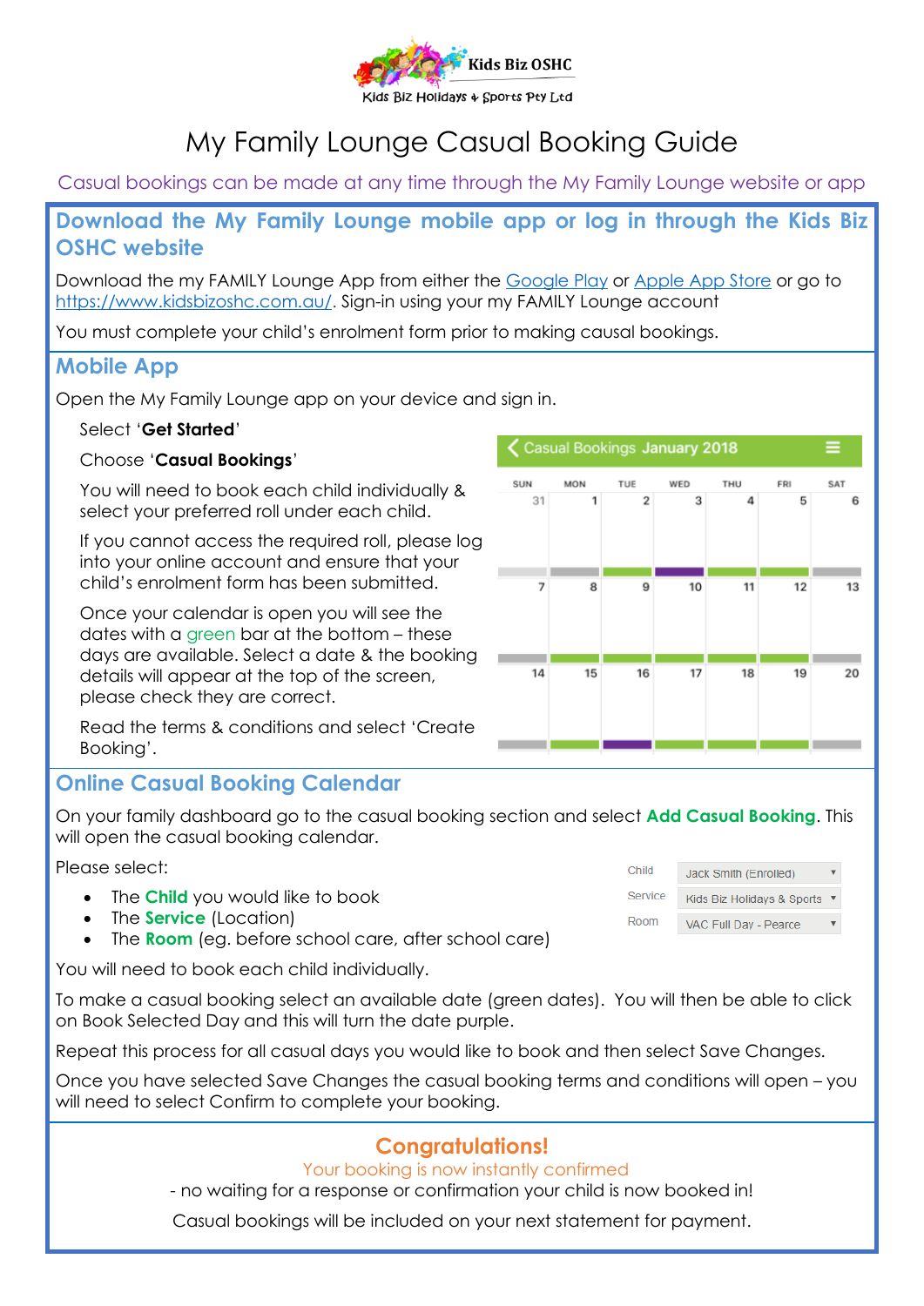Kids Biz OSHC

Kids Biz Holidays & Sports Pty Ltd

# My Family Lounge Casual Booking Guide

Casual bookings can be made at any time through the My Family Lounge website or app

## Download the My Family Lounge mobile app or log in through the Kids Biz OSHC website

Download the my FAMILY Lounge App from either the Google Play or Apple App Store or go to https://www.kidsbizoshc.com.au/. Sign-in using your my FAMILY Lounge account

You must complete your child's enrolment form prior to making causal bookings.

## Mobile App

Open the My Family Lounge app on your device and sign in.

Select '**Get Started**'

Choose '**Casual Bookings**'

You will need to book each child individually & select your preferred roll under each child.

If you cannot access the required roll, please log into your online account and ensure that your child's enrolment form has been submitted.

Once your calendar is open you will see the dates with a green bar at the bottom – these days are available. Select a date & the booking details will appear at the top of the screen, please check they are correct.

Read the terms & conditions and select 'Create Booking'.

Casual Bookings January 2018

SUN MON TUE WED THU FRI SAT

31 1 2 3 4 5 6

7 8 9 10 11 12 13

14 15 16 17 18 19 20

## Online Casual Booking Calendar

On your family dashboard go to the casual booking section and select **Add Casual Booking**. This will open the casual booking calendar.

Please select:

- The **Child** you would like to book
- The **Service** (Location)
- The **Room** (eg. before school care, after school care)

Child: Jack Smith (Enrolled)

Service: Kids Biz Holidays & Sports

Room: VAC Full Day - Pearce

You will need to book each child individually.

To make a casual booking select an available date (green dates). You will then be able to click on Book Selected Day and this will turn the date purple.

Repeat this process for all casual days you would like to book and then select Save Changes.

Once you have selected Save Changes the casual booking terms and conditions will open – you will need to select Confirm to complete your booking.

## Congratulations!

Your booking is now instantly confirmed

- no waiting for a response or confirmation your child is now booked in!

Casual bookings will be included on your next statement for payment.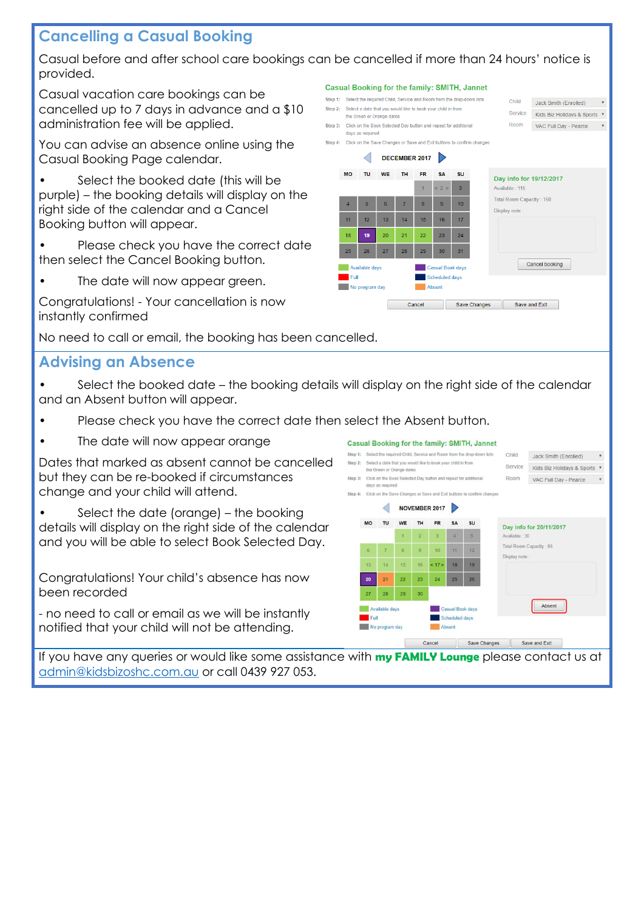## Cancelling a Casual Booking

Casual before and after school care bookings can be cancelled if more than 24 hours' notice is provided.

Casual vacation care bookings can be cancelled up to 7 days in advance and a $10 administration fee will be applied.

You can advise an absence online using the Casual Booking Page calendar.

- Select the booked date (this will be purple) – the booking details will display on the right side of the calendar and a Cancel Booking button will appear.
- Please check you have the correct date then select the Cancel Booking button.
- The date will now appear green.

Congratulations! - Your cancellation is now instantly confirmed

No need to call or email, the booking has been cancelled.

## Advising an Absence

- Select the booked date – the booking details will display on the right side of the calendar and an Absent button will appear.
- Please check you have the correct date then select the Absent button.
- The date will now appear orange

Dates that marked as absent cannot be cancelled but they can be re-booked if circumstances change and your child will attend.

- Select the date (orange) – the booking details will display on the right side of the calendar and you will be able to select Book Selected Day.

Congratulations! Your child's absence has now been recorded

- no need to call or email as we will be instantly notified that your child will not be attending.

If you have any queries or would like some assistance with **my FAMILY Lounge** please contact us at admin@kidsbizoshc.com.au or call 0439 927 053.